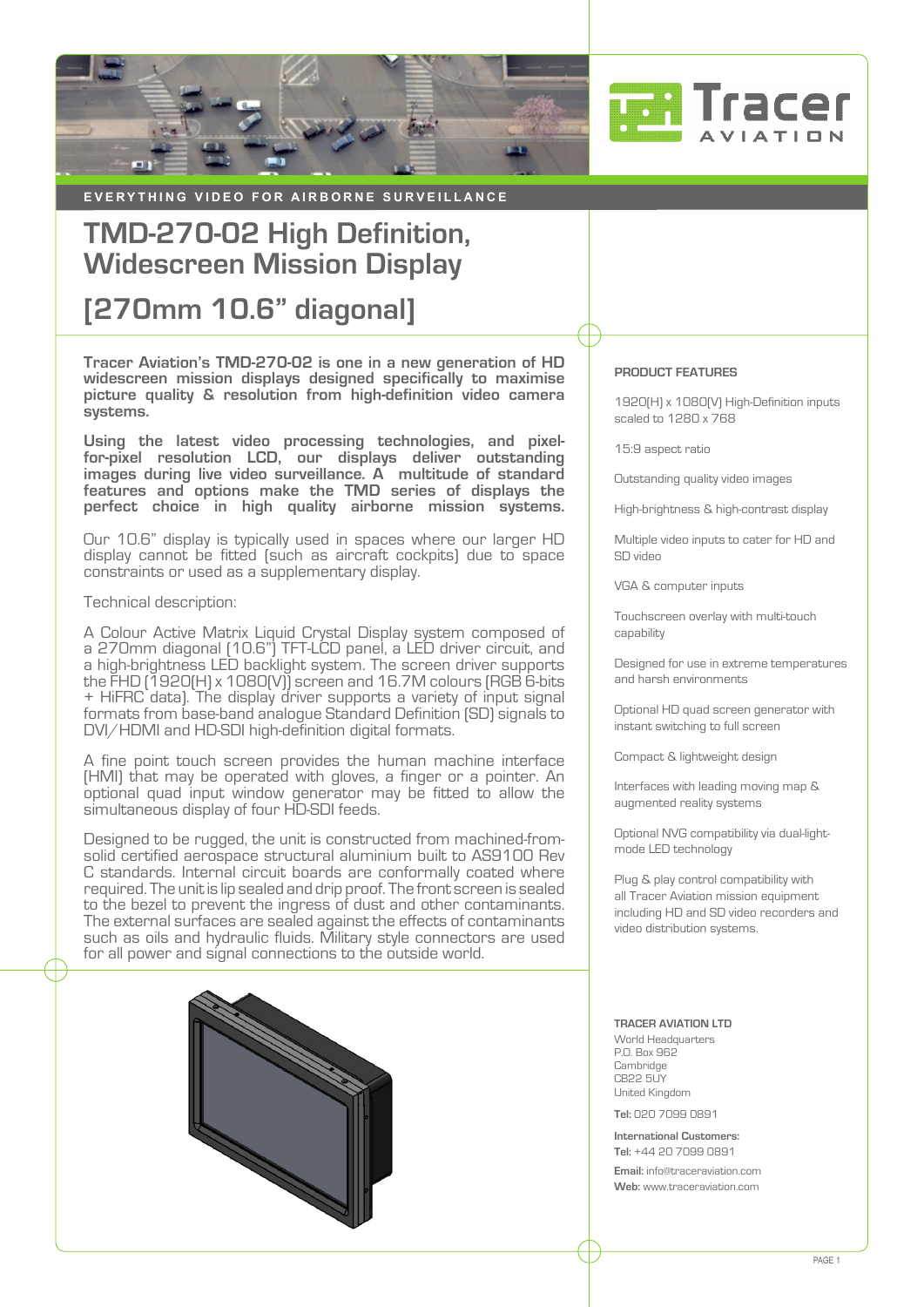EVERYTHING VIDEO FOR AIRBORNE SURVEILLANCE

# TMD-270-02 High Definition, Widescreen Mission Display

# [270mm 10.6" diagonal]

**Tracer Aviation's TMD-270-02 is one in a new generation of HD widescreen mission displays designed specifically to maximise picture quality & resolution from high-definition video camera systems.**

**Using the latest video processing technologies, and pixel-for-pixel resolution LCD, our displays deliver outstanding images during live video surveillance. A multitude of standard features and options make the TMD series of displays the perfect choice in high quality airborne mission systems.**

Our 10.6" display is typically used in spaces where our larger HD display cannot be fitted (such as aircraft cockpits) due to space constraints or used as a supplementary display.

Technical description:

A Colour Active Matrix Liquid Crystal Display system composed of a 270mm diagonal (10.6") TFT-LCD panel, a LED driver circuit, and a high-brightness LED backlight system. The screen driver supports the FHD (1920(H) x 1080(V)) screen and 16.7M colours (RGB 6-bits + HiFRC data). The display driver supports a variety of input signal formats from base-band analogue Standard Definition (SD) signals to DVI/HDMI and HD-SDI high-definition digital formats.

A fine point touch screen provides the human machine interface (HMI) that may be operated with gloves, a finger or a pointer. An optional quad input window generator may be fitted to allow the simultaneous display of four HD-SDI feeds.

Designed to be rugged, the unit is constructed from machined-from-solid certified aerospace structural aluminium built to AS9100 Rev C standards. Internal circuit boards are conformally coated where required. The unit is lip sealed and drip proof. The front screen is sealed to the bezel to prevent the ingress of dust and other contaminants. The external surfaces are sealed against the effects of contaminants such as oils and hydraulic fluids. Military style connectors are used for all power and signal connections to the outside world.

## PRODUCT FEATURES

- 1920(H) x 1080(V) High-Definition inputs scaled to 1280 x 768
- 15:9 aspect ratio
- Outstanding quality video images
- High-brightness & high-contrast display
- Multiple video inputs to cater for HD and SD video
- VGA & computer inputs
- Touchscreen overlay with multi-touch capability
- Designed for use in extreme temperatures and harsh environments
- Optional HD quad screen generator with instant switching to full screen
- Compact & lightweight design
- Interfaces with leading moving map & augmented reality systems
- Optional NVG compatibility via dual-light-mode LED technology
- Plug & play control compatibility with all Tracer Aviation mission equipment including HD and SD video recorders and video distribution systems.

**TRACER AVIATION LTD**
World Headquarters
P.O. Box 962
Cambridge
CB22 5UY
United Kingdom

**Tel:** 020 7099 0891

**International Customers:**
**Tel:** +44 20 7099 0891

**Email:** info@traceraviation.com
**Web:** www.traceraviation.com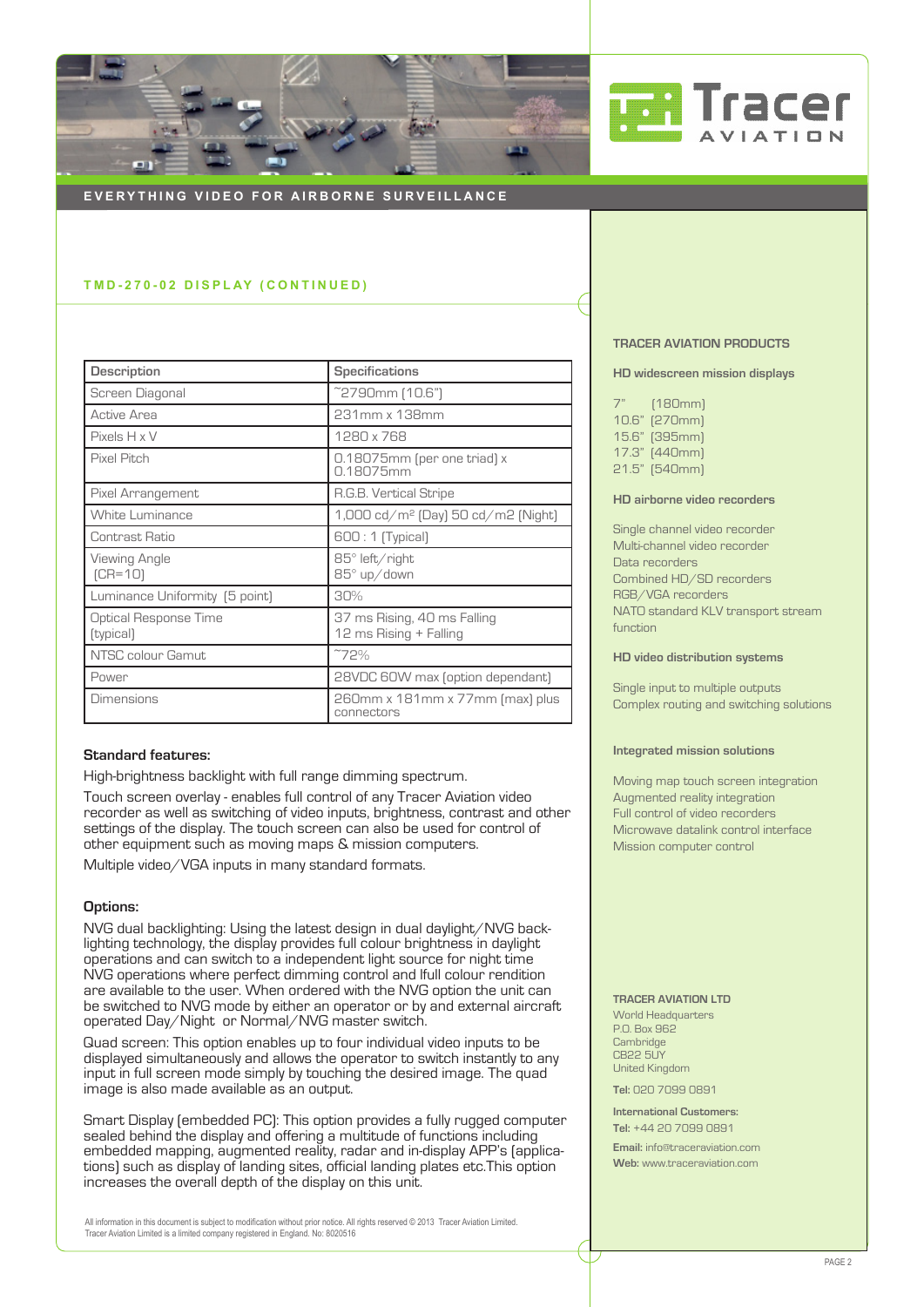EVERYTHING VIDEO FOR AIRBORNE SURVEILLANCE

## TMD-270-02 DISPLAY (CONTINUED)

| Description | Specifications |
|---|---|
| Screen Diagonal | ~2790mm (10.6") |
| Active Area | 231mm x 138mm |
| Pixels H x V | 1280 x 768 |
| Pixel Pitch | 0.18075mm (per one triad) x 0.18075mm |
| Pixel Arrangement | R.G.B. Vertical Stripe |
| White Luminance | 1,000 cd/m² (Day) 50 cd/m2 (Night) |
| Contrast Ratio | 600 : 1 (Typical) |
| Viewing Angle (CR=10) | 85° left/right<br>85° up/down |
| Luminance Uniformity (5 point) | 30% |
| Optical Response Time (typical) | 37 ms Rising, 40 ms Falling<br>12 ms Rising + Falling |
| NTSC colour Gamut | ~72% |
| Power | 28VDC 60W max (option dependant) |
| Dimensions | 260mm x 181mm x 77mm (max) plus connectors |

**Standard features:**

High-brightness backlight with full range dimming spectrum.

Touch screen overlay - enables full control of any Tracer Aviation video recorder as well as switching of video inputs, brightness, contrast and other settings of the display. The touch screen can also be used for control of other equipment such as moving maps & mission computers.

Multiple video/VGA inputs in many standard formats.

**Options:**

NVG dual backlighting: Using the latest design in dual daylight/NVG back-lighting technology, the display provides full colour brightness in daylight operations and can switch to a independent light source for night time NVG operations where perfect dimming control and lfull colour rendition are available to the user. When ordered with the NVG option the unit can be switched to NVG mode by either an operator or by and external aircraft operated Day/Night or Normal/NVG master switch.

Quad screen: This option enables up to four individual video inputs to be displayed simultaneously and allows the operator to switch instantly to any input in full screen mode simply by touching the desired image. The quad image is also made available as an output.

Smart Display (embedded PC): This option provides a fully rugged computer sealed behind the display and offering a multitude of functions including embedded mapping, augmented reality, radar and in-display APP's (applications) such as display of landing sites, official landing plates etc.This option increases the overall depth of the display on this unit.

All information in this document is subject to modification without prior notice. All rights reserved © 2013 Tracer Aviation Limited.
Tracer Aviation Limited is a limited company registered in England. No: 8020516

### TRACER AVIATION PRODUCTS

**HD widescreen mission displays**

7" (180mm)
10.6" (270mm)
15.6" (395mm)
17.3" (440mm)
21.5" (540mm)

**HD airborne video recorders**

Single channel video recorder
Multi-channel video recorder
Data recorders
Combined HD/SD recorders
RGB/VGA recorders
NATO standard KLV transport stream function

**HD video distribution systems**

Single input to multiple outputs
Complex routing and switching solutions

**Integrated mission solutions**

Moving map touch screen integration
Augmented reality integration
Full control of video recorders
Microwave datalink control interface
Mission computer control

**TRACER AVIATION LTD**
World Headquarters
P.O. Box 962
Cambridge
CB22 5UY
United Kingdom

**Tel:** 020 7099 0891

**International Customers:**
**Tel:** +44 20 7099 0891

**Email:** info@traceraviation.com
**Web:** www.traceraviation.com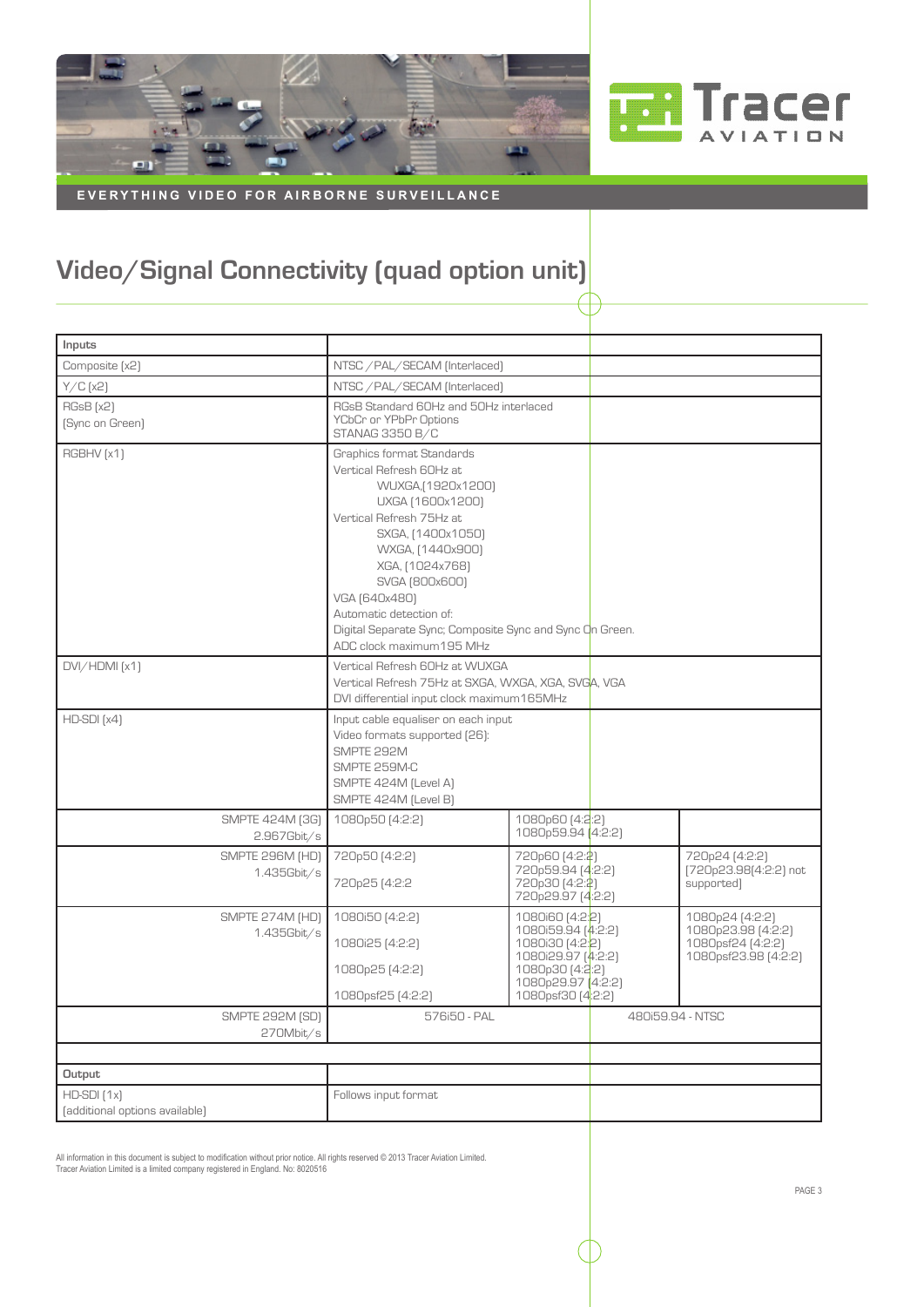EVERYTHING VIDEO FOR AIRBORNE SURVEILLANCE

# Video/Signal Connectivity (quad option unit)

| Inputs | | | |
|---|---|---|---|
| Composite (x2) | NTSC /PAL/SECAM (Interlaced) | | |
| Y/C (x2) | NTSC /PAL/SECAM (Interlaced) | | |
| RGsB (x2)<br>(Sync on Green) | RGsB Standard 60Hz and 50Hz interlaced<br>YCbCr or YPbPr Options<br>STANAG 3350 B/C | | |
| RGBHV (x1) | Graphics format Standards<br>Vertical Refresh 60Hz at<br>WUXGA,(1920x1200)<br>UXGA (1600x1200)<br>Vertical Refresh 75Hz at<br>SXGA, (1400x1050)<br>WXGA, (1440x900)<br>XGA, (1024x768)<br>SVGA (800x600)<br>VGA (640x480)<br>Automatic detection of:<br>Digital Separate Sync; Composite Sync and Sync On Green.<br>ADC clock maximum195 MHz | | |
| DVI/HDMI (x1) | Vertical Refresh 60Hz at WUXGA<br>Vertical Refresh 75Hz at SXGA, WXGA, XGA, SVGA, VGA<br>DVI differential input clock maximum165MHz | | |
| HD-SDI (x4) | Input cable equaliser on each input<br>Video formats supported (26):<br>SMPTE 292M<br>SMPTE 259M-C<br>SMPTE 424M (Level A)<br>SMPTE 424M (Level B) | | |
| SMPTE 424M (3G)<br>2.967Gbit/s | 1080p50 (4:2:2) | 1080p60 (4:2:2)<br>1080p59.94 (4:2:2) | |
| SMPTE 296M (HD)<br>1.435Gbit/s | 720p50 (4:2:2)<br>720p25 (4:2:2 | 720p60 (4:2:2)<br>720p59.94 (4:2:2)<br>720p30 (4:2:2)<br>720p29.97 (4:2:2) | 720p24 (4:2:2)<br>(720p23.98(4:2:2) not supported) |
| SMPTE 274M (HD)<br>1.435Gbit/s | 1080i50 (4:2:2)<br>1080i25 (4:2:2)<br>1080p25 (4:2:2)<br>1080psf25 (4:2:2) | 1080i60 (4:2:2)<br>1080i59.94 (4:2:2)<br>1080i30 (4:2:2)<br>1080i29.97 (4:2:2)<br>1080p30 (4:2:2)<br>1080p29.97 (4:2:2)<br>1080psf30 (4:2:2) | 1080p24 (4:2:2)<br>1080p23.98 (4:2:2)<br>1080psf24 (4:2:2)<br>1080psf23.98 (4:2:2) |
| SMPTE 292M (SD)<br>270Mbit/s | 576i50 - PAL | 480i59.94 - NTSC | |
| | | | |
| **Output** | | | |
| HD-SDI (1x)<br>(additional options available) | Follows input format | | |

All information in this document is subject to modification without prior notice. All rights reserved © 2013 Tracer Aviation Limited.
Tracer Aviation Limited is a limited company registered in England. No: 8020516